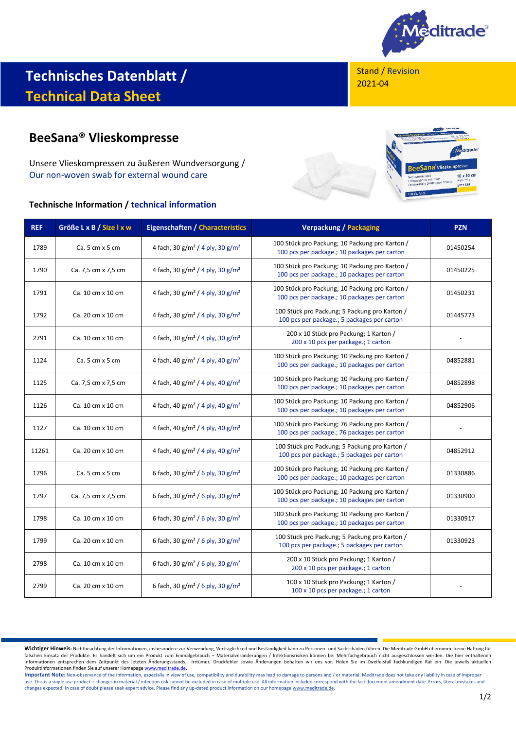# Technisches Datenblatt / Technical Data Sheet

Stand / Revision
2021-04

## BeeSana® Vlieskompresse

Unsere Vlieskompressen zu äußeren Wundversorgung /
Our non-woven swab for external wound care

### Technische Information / technical information

| REF | Größe L x B / Size l x w | Eigenschaften / Characteristics | Verpackung / Packaging | PZN |
|---|---|---|---|---|
| 1789 | Ca. 5 cm x 5 cm | 4 fach, 30 g/m² / 4 ply, 30 g/m² | 100 Stück pro Packung; 10 Packung pro Karton / 100 pcs per package.; 10 packages per carton | 01450254 |
| 1790 | Ca. 7,5 cm x 7,5 cm | 4 fach, 30 g/m² / 4 ply, 30 g/m² | 100 Stück pro Packung; 10 Packung pro Karton / 100 pcs per package.; 10 packages per carton | 01450225 |
| 1791 | Ca. 10 cm x 10 cm | 4 fach, 30 g/m² / 4 ply, 30 g/m² | 100 Stück pro Packung; 10 Packung pro Karton / 100 pcs per package.; 10 packages per carton | 01450231 |
| 1792 | Ca. 20 cm x 10 cm | 4 fach, 30 g/m² / 4 ply, 30 g/m² | 100 Stück pro Packung; 5 Packung pro Karton / 100 pcs per package.; 5 packages per carton | 01445773 |
| 2791 | Ca. 10 cm x 10 cm | 4 fach, 30 g/m² / 4 ply, 30 g/m² | 200 x 10 Stück pro Packung; 1 Karton / 200 x 10 pcs per package.; 1 carton | - |
| 1124 | Ca. 5 cm x 5 cm | 4 fach, 40 g/m² / 4 ply, 40 g/m² | 100 Stück pro Packung; 10 Packung pro Karton / 100 pcs per package.; 10 packages per carton | 04852881 |
| 1125 | Ca. 7,5 cm x 7,5 cm | 4 fach, 40 g/m² / 4 ply, 40 g/m² | 100 Stück pro Packung; 10 Packung pro Karton / 100 pcs per package.; 10 packages per carton | 04852898 |
| 1126 | Ca. 10 cm x 10 cm | 4 fach, 40 g/m² / 4 ply, 40 g/m² | 100 Stück pro Packung; 10 Packung pro Karton / 100 pcs per package.; 10 packages per carton | 04852906 |
| 1127 | Ca. 10 cm x 10 cm | 4 fach, 40 g/m² / 4 ply, 40 g/m² | 100 Stück pro Packung; 76 Packung pro Karton / 100 pcs per package.; 76 packages per carton | - |
| 11261 | Ca. 20 cm x 10 cm | 4 fach, 40 g/m² / 4 ply, 40 g/m² | 100 Stück pro Packung; 5 Packung pro Karton / 100 pcs per package.; 5 packages per carton | 04852912 |
| 1796 | Ca. 5 cm x 5 cm | 6 fach, 30 g/m² / 6 ply, 30 g/m² | 100 Stück pro Packung; 10 Packung pro Karton / 100 pcs per package.; 10 packages per carton | 01330886 |
| 1797 | Ca. 7,5 cm x 7,5 cm | 6 fach, 30 g/m² / 6 ply, 30 g/m² | 100 Stück pro Packung; 10 Packung pro Karton / 100 pcs per package.; 10 packages per carton | 01330900 |
| 1798 | Ca. 10 cm x 10 cm | 6 fach, 30 g/m² / 6 ply, 30 g/m² | 100 Stück pro Packung; 10 Packung pro Karton / 100 pcs per package.; 10 packages per carton | 01330917 |
| 1799 | Ca. 20 cm x 10 cm | 6 fach, 30 g/m² / 6 ply, 30 g/m² | 100 Stück pro Packung; 5 Packung pro Karton / 100 pcs per package.; 5 packages per carton | 01330923 |
| 2798 | Ca. 10 cm x 10 cm | 6 fach, 30 g/m² / 6 ply, 30 g/m² | 200 x 10 Stück pro Packung; 1 Karton / 200 x 10 pcs per package.; 1 carton | - |
| 2799 | Ca. 20 cm x 10 cm | 6 fach, 30 g/m² / 6 ply, 30 g/m² | 100 x 10 Stück pro Packung; 1 Karton / 100 x 10 pcs per package.; 1 carton | - |

**Wichtiger Hinweis:** Nichtbeachtung der Informationen, insbesondere zur Verwendung, Verträglichkeit und Beständigkeit kann zu Personen- und Sachschäden führen. Die Meditrade GmbH übernimmt keine Haftung für falschen Einsatz der Produkte. Es handelt sich um ein Produkt zum Einmalgebrauch – Materialveränderungen / Infektionsrisiken können bei Mehrfachgebrauch nicht ausgeschlossen werden. Die hier enthaltenen Informationen entsprechen dem Zeitpunkt des letzten Änderungsstands. Irrtümer, Druckfehler sowie Änderungen behalten wir uns vor. Holen Sie im Zweifelsfall fachkundigen Rat ein. Die jeweils aktuellen Produktinformationen finden Sie auf unserer Homepage www.meditrade.de.

**Important Note:** Non-observance of the information, especially in view of use, compatibility and durability may lead to damage to persons and / or material. Meditrade does not take any liability in case of improper use. This is a single use product – changes in material / infection risk cannot be excluded in case of multiple use. All information included correspond with the last document amendment date. Errors, literal mistakes and changes expected. In case of doubt please seek expert advice. Please find any up-dated product information on our homepage www.meditrade.de.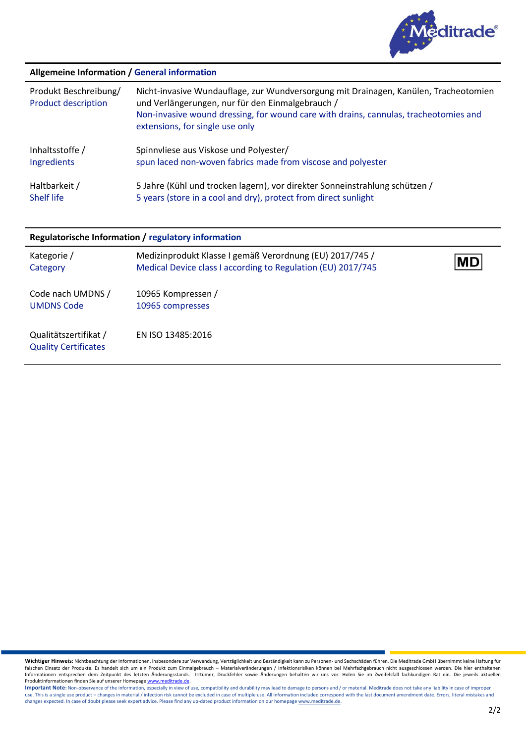## Allgemeine Information / General information

| | |
|---|---|
| Produkt Beschreibung/ Product description | Nicht-invasive Wundauflage, zur Wundversorgung mit Drainagen, Kanülen, Tracheotomien und Verlängerungen, nur für den Einmalgebrauch / Non-invasive wound dressing, for wound care with drains, cannulas, tracheotomies and extensions, for single use only |
| Inhaltsstoffe / Ingredients | Spinnvliese aus Viskose und Polyester/ spun laced non-woven fabrics made from viscose and polyester |
| Haltbarkeit / Shelf life | 5 Jahre (Kühl und trocken lagern), vor direkter Sonneinstrahlung schützen / 5 years (store in a cool and dry), protect from direct sunlight |

## Regulatorische Information / regulatory information

| | | |
|---|---|---|
| Kategorie / Category | Medizinprodukt Klasse I gemäß Verordnung (EU) 2017/745 / Medical Device class I according to Regulation (EU) 2017/745 | MD |
| Code nach UMDNS / UMDNS Code | 10965 Kompressen / 10965 compresses | |
| Qualitätszertifikat / Quality Certificates | EN ISO 13485:2016 | |

**Wichtiger Hinweis:** Nichtbeachtung der Informationen, insbesondere zur Verwendung, Verträglichkeit und Beständigkeit kann zu Personen- und Sachschäden führen. Die Meditrade GmbH übernimmt keine Haftung für falschen Einsatz der Produkte. Es handelt sich um ein Produkt zum Einmalgebrauch – Materialveränderungen / Infektionsrisiken können bei Mehrfachgebrauch nicht ausgeschlossen werden. Die hier enthaltenen Informationen entsprechen dem Zeitpunkt des letzten Änderungsstands. Irrtümer, Druckfehler sowie Änderungen behalten wir uns vor. Holen Sie im Zweifelsfall fachkundigen Rat ein. Die jeweils aktuellen Produktinformationen finden Sie auf unserer Homepage www.meditrade.de.

**Important Note:** Non-observance of the information, especially in view of use, compatibility and durability may lead to damage to persons and / or material. Meditrade does not take any liability in case of improper use. This is a single use product – changes in material / infection risk cannot be excluded in case of multiple use. All information included correspond with the last document amendment date. Errors, literal mistakes and changes expected. In case of doubt please seek expert advice. Please find any up-dated product information on our homepage www.meditrade.de.